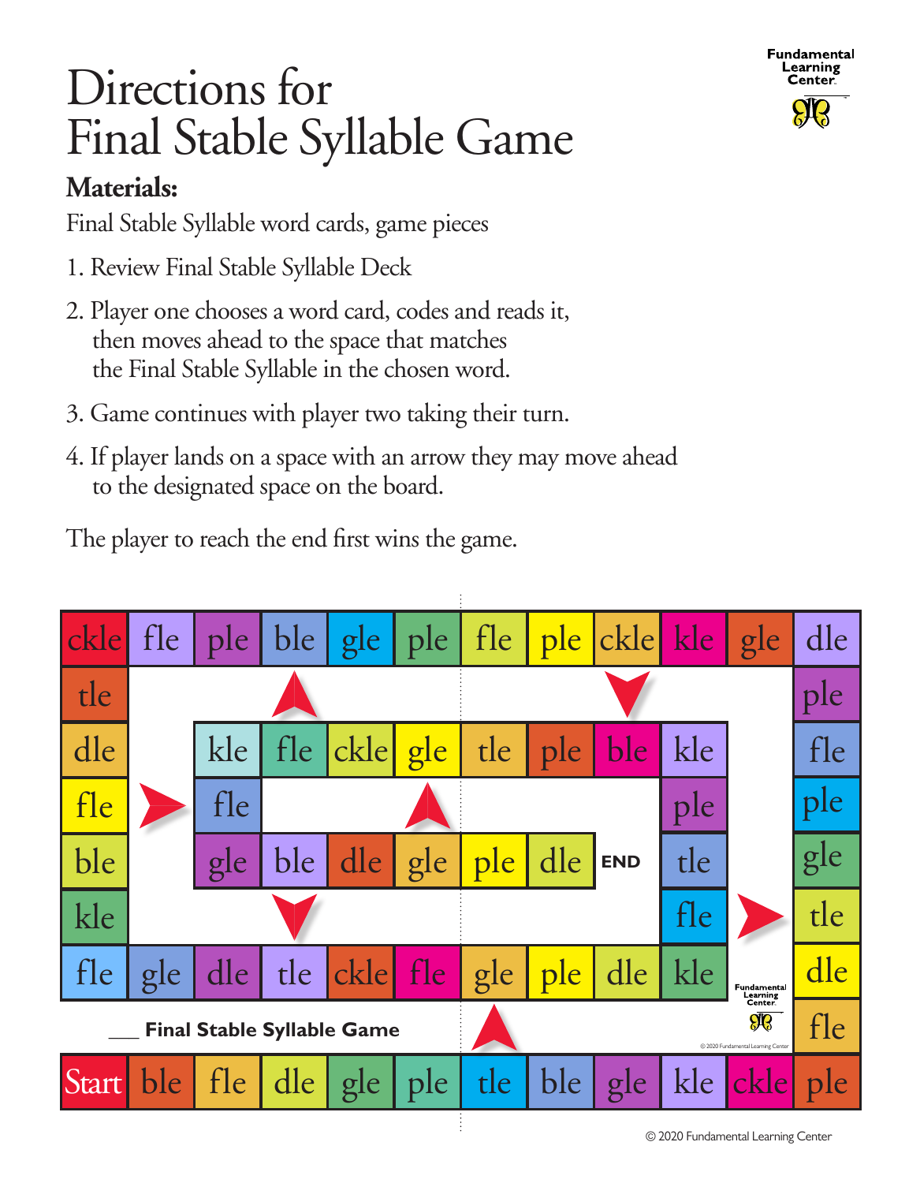# Directions for Final Stable Syllable Game

**Materials:**

Final Stable Syllable word cards, game pieces

1. Review Final Stable Syllable Deck
2. Player one chooses a word card, codes and reads it, then moves ahead to the space that matches the Final Stable Syllable in the chosen word.
3. Game continues with player two taking their turn.
4. If player lands on a space with an arrow they may move ahead to the designated space on the board.

The player to reach the end first wins the game.

**___ Final Stable Syllable Game**

Start ble fle dle gle ple tle ble gle kle ckle ple fle dle tle gle ple fle ple dle gle ckle kle ple dle ple ckle fle ple gle ple gle ble ple fle ckle tle dle kle ble fle gle dle tle ckle fle gle ple dle kle fle tle ple kle ble ple tle gle ckle fle kle fle gle ble dle gle ple dle END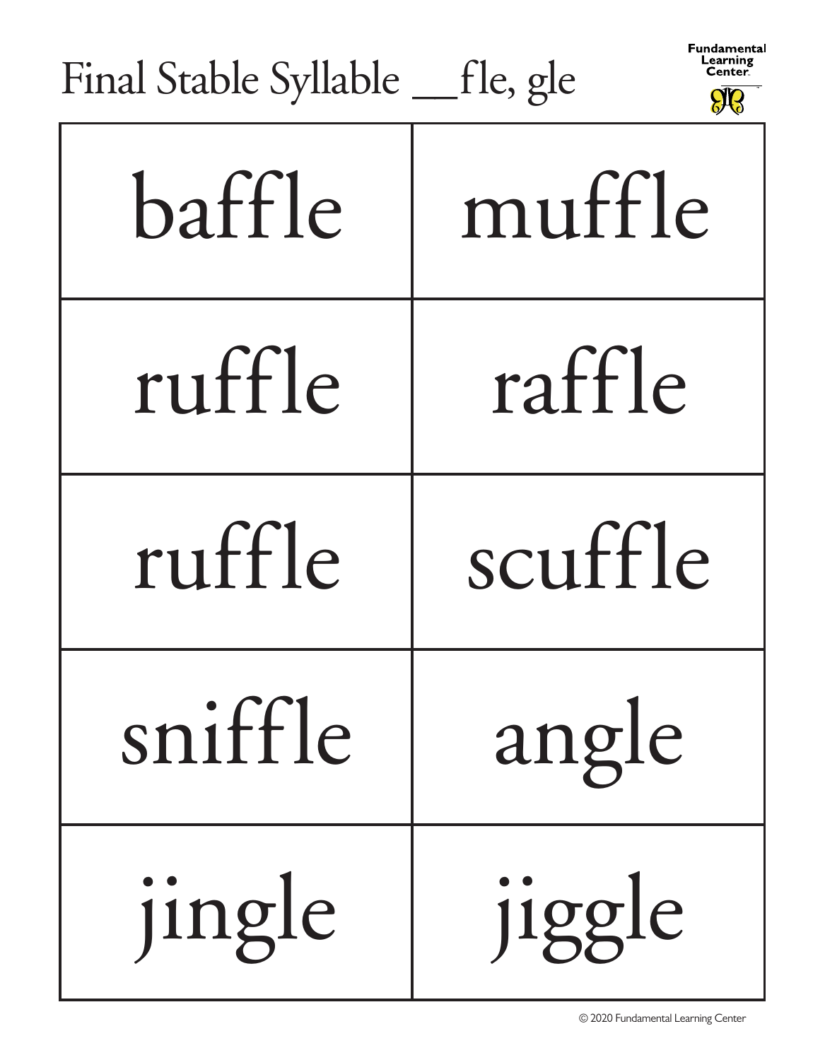# Final Stable Syllable __fle, gle

Fundamental Learning Center

| | |
|---|---|
| baffle | muffle |
| ruffle | raffle |
| ruffle | scuffle |
| sniffle | angle |
| jingle | jiggle |

© 2020 Fundamental Learning Center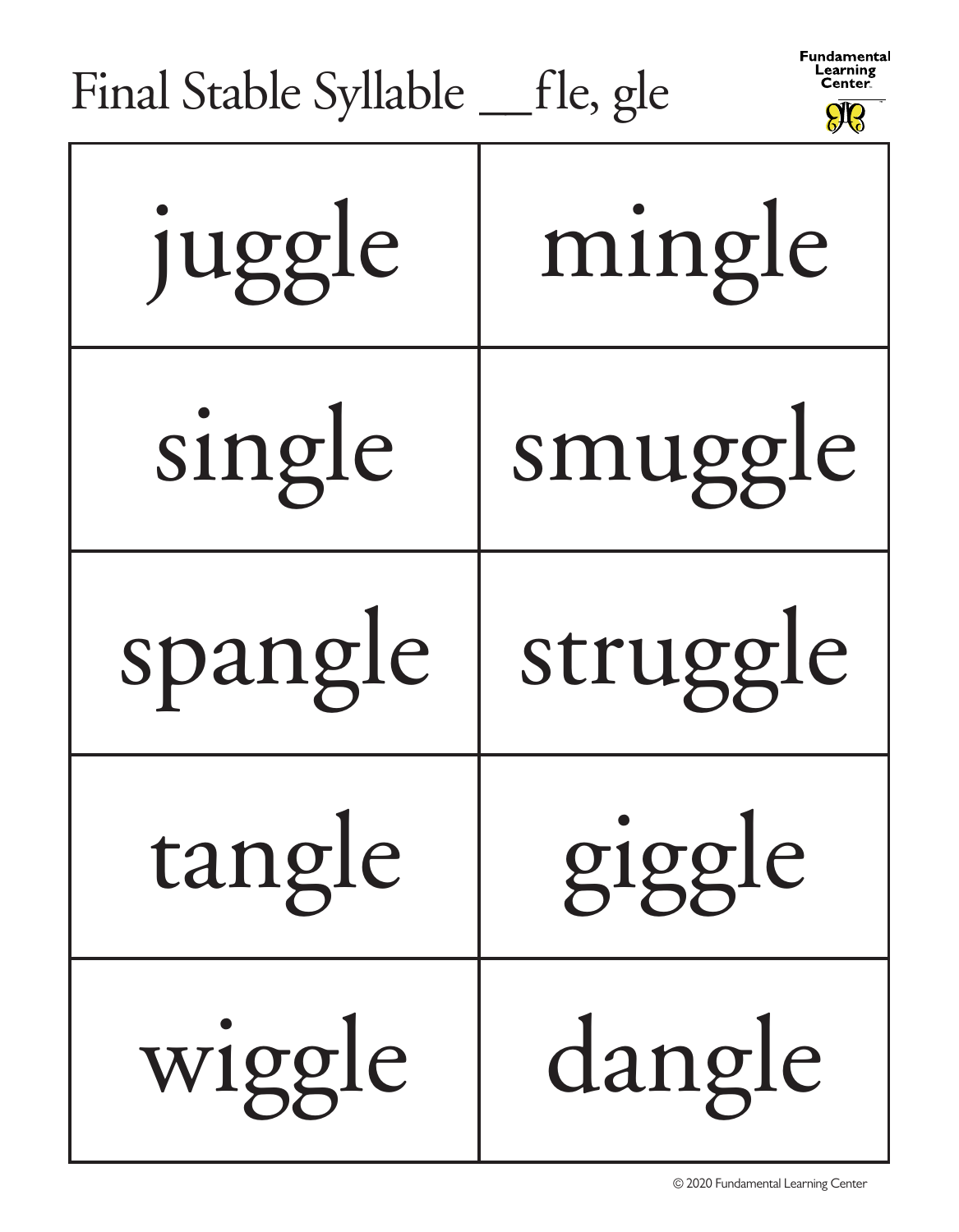# Final Stable Syllable __fle, gle

Fundamental Learning Center

| | |
|---|---|
| juggle | mingle |
| single | smuggle |
| spangle | struggle |
| tangle | giggle |
| wiggle | dangle |

© 2020 Fundamental Learning Center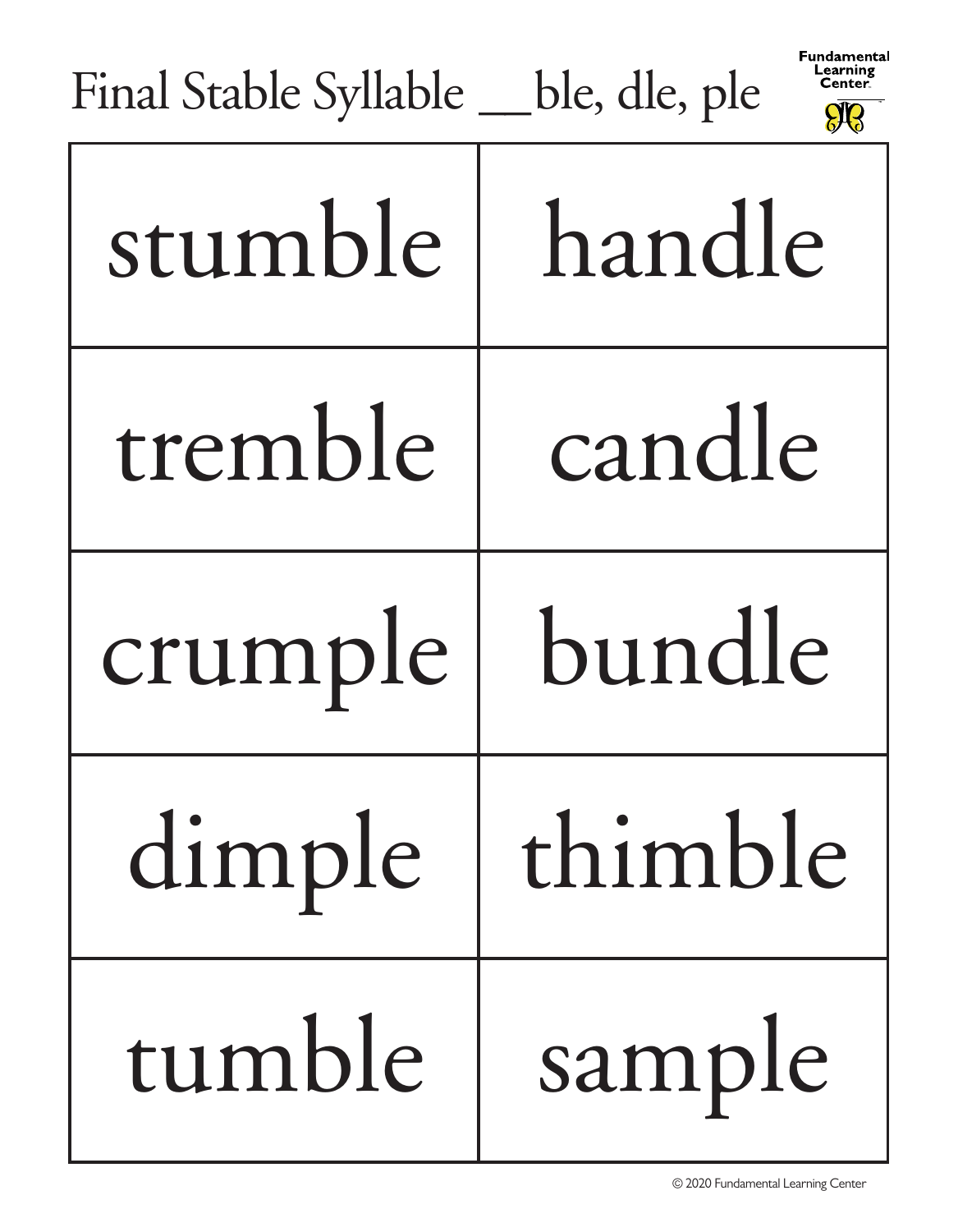# Final Stable Syllable __ble, dle, ple

| stumble | handle |
|---|---|
| tremble | candle |
| crumple | bundle |
| dimple | thimble |
| tumble | sample |

© 2020 Fundamental Learning Center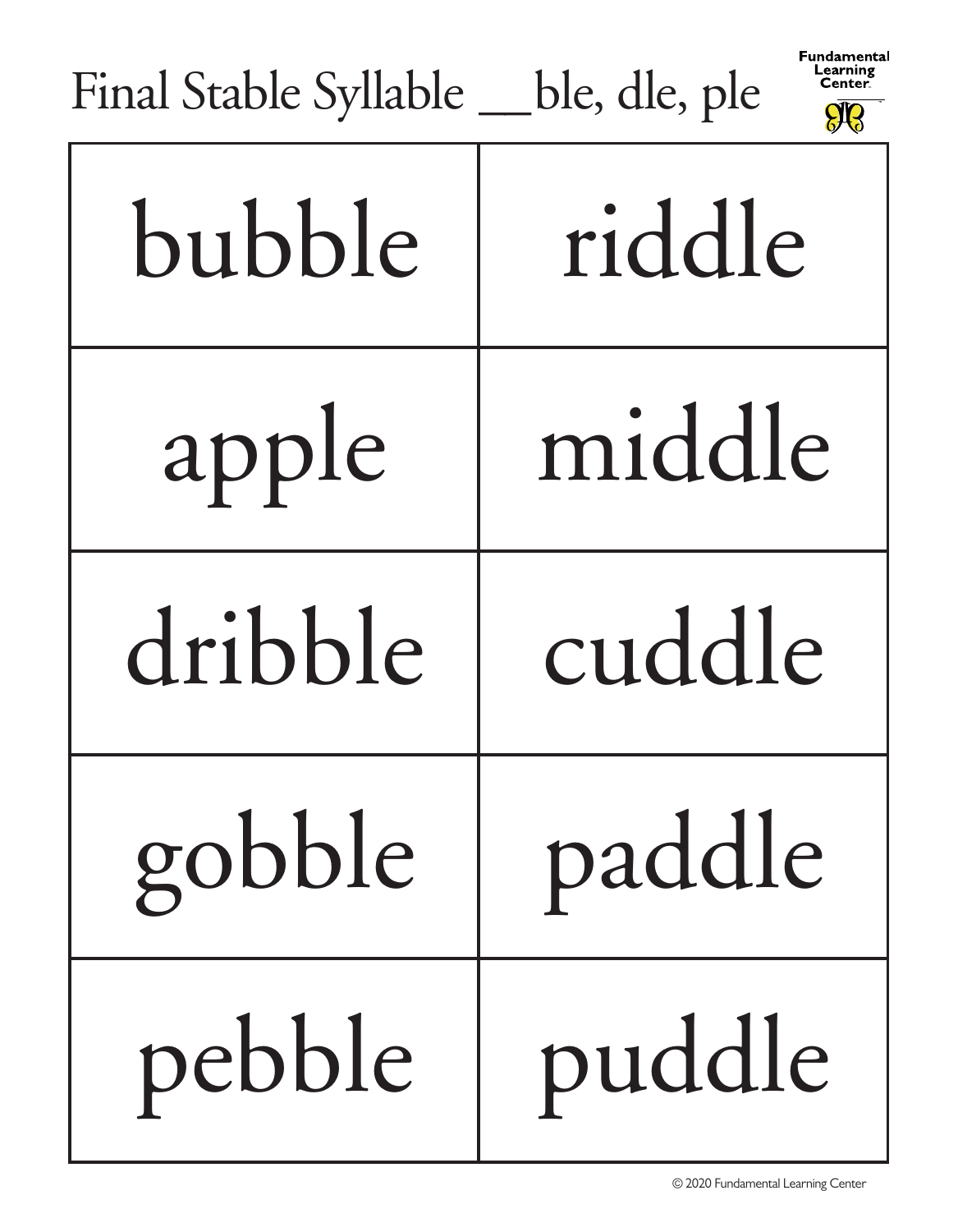# Final Stable Syllable __ble, dle, ple

| bubble | riddle |
|---|---|
| apple | middle |
| dribble | cuddle |
| gobble | paddle |
| pebble | puddle |

© 2020 Fundamental Learning Center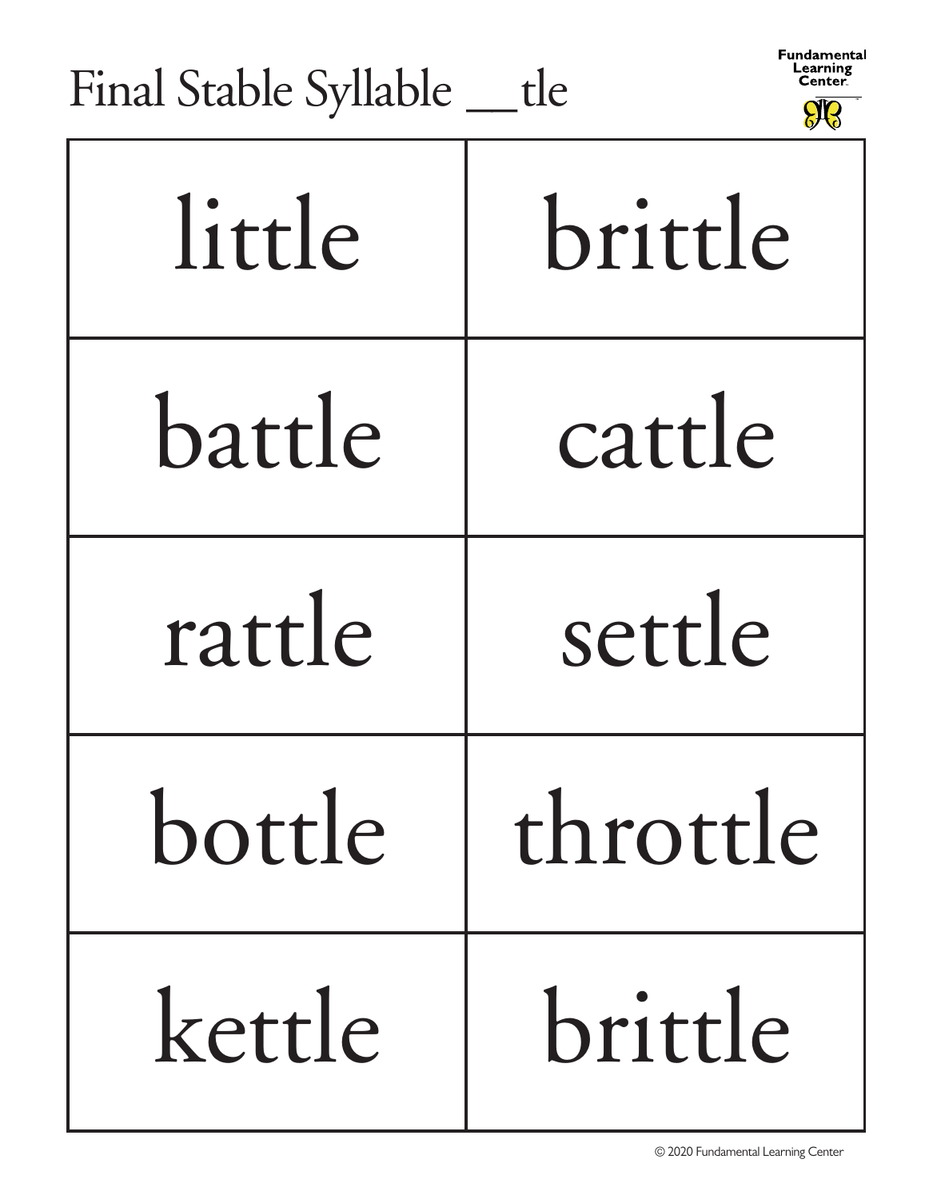# Final Stable Syllable __tle

| | |
|---|---|
| little | brittle |
| battle | cattle |
| rattle | settle |
| bottle | throttle |
| kettle | brittle |

© 2020 Fundamental Learning Center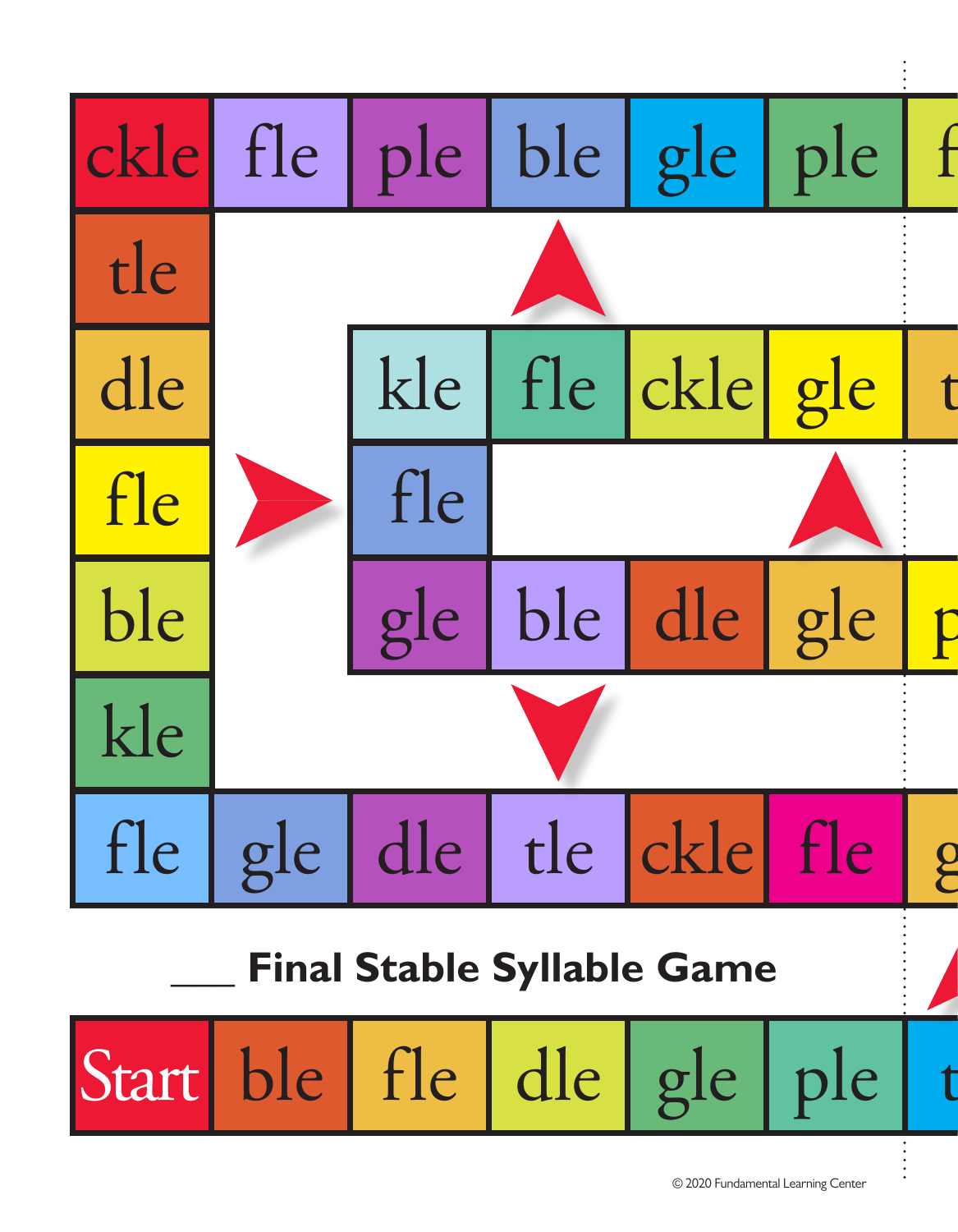ckle fle ple ble gle ple f

tle

dle kle fle ckle gle t

fle fle

ble gle ble dle gle p

kle

fle gle dle tle ckle fle g

___ **Final Stable Syllable Game**

Start ble fle dle gle ple t

© 2020 Fundamental Learning Center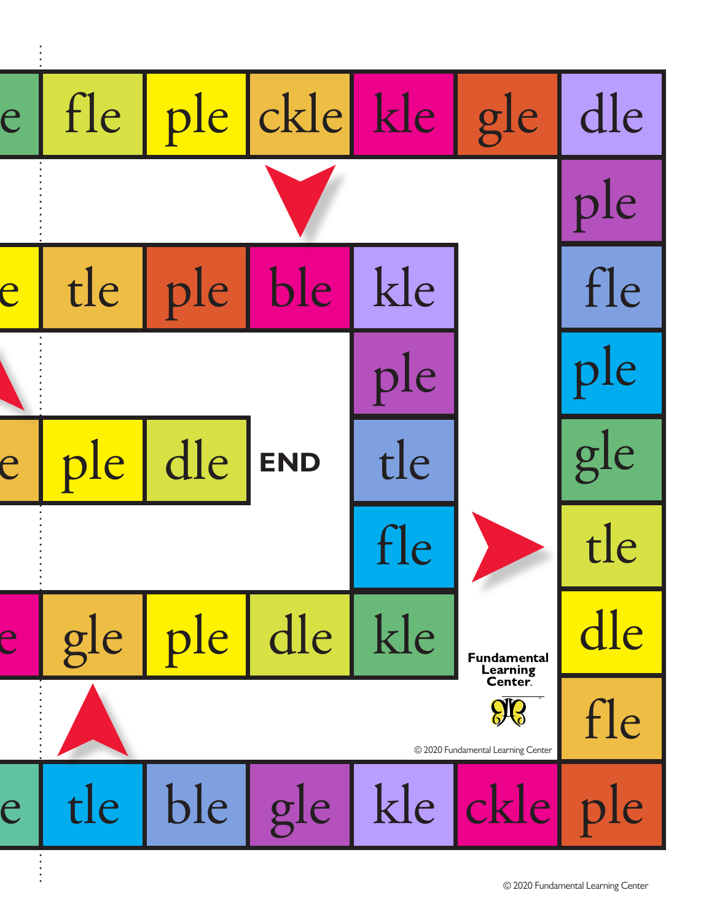e fle ple ckle kle gle dle

e tle ple ble kle

ple

fle

ple

e ple dle END

ple

tle

gle

fle

tle

e gle ple dle kle

dle

fle

**Fundamental Learning Center.**

© 2020 Fundamental Learning Center

e tle ble gle kle ckle ple

© 2020 Fundamental Learning Center